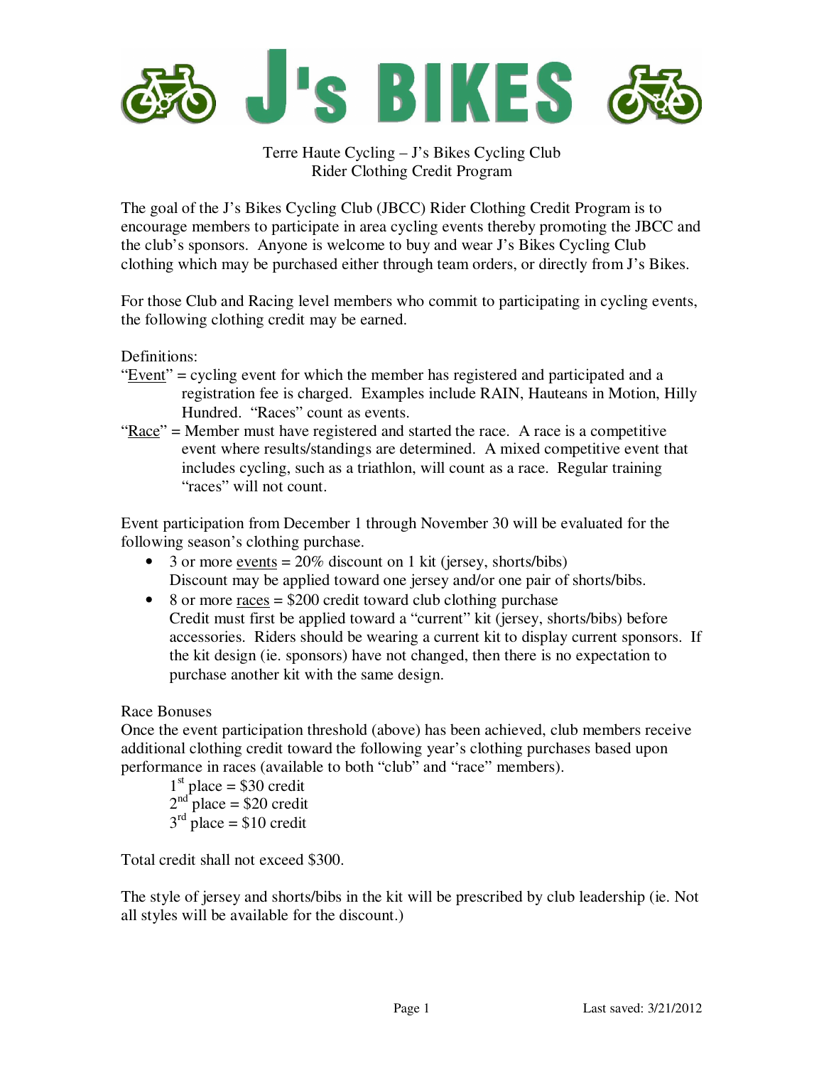# J's BIKES

Terre Haute Cycling – J's Bikes Cycling Club
Rider Clothing Credit Program

The goal of the J's Bikes Cycling Club (JBCC) Rider Clothing Credit Program is to encourage members to participate in area cycling events thereby promoting the JBCC and the club's sponsors. Anyone is welcome to buy and wear J's Bikes Cycling Club clothing which may be purchased either through team orders, or directly from J's Bikes.

For those Club and Racing level members who commit to participating in cycling events, the following clothing credit may be earned.

Definitions:

"Event" = cycling event for which the member has registered and participated and a registration fee is charged. Examples include RAIN, Hauteans in Motion, Hilly Hundred. "Races" count as events.

"Race" = Member must have registered and started the race. A race is a competitive event where results/standings are determined. A mixed competitive event that includes cycling, such as a triathlon, will count as a race. Regular training "races" will not count.

Event participation from December 1 through November 30 will be evaluated for the following season's clothing purchase.

- 3 or more events = 20% discount on 1 kit (jersey, shorts/bibs)
  Discount may be applied toward one jersey and/or one pair of shorts/bibs.
- 8 or more races = $200 credit toward club clothing purchase
  Credit must first be applied toward a "current" kit (jersey, shorts/bibs) before accessories. Riders should be wearing a current kit to display current sponsors. If the kit design (ie. sponsors) have not changed, then there is no expectation to purchase another kit with the same design.

Race Bonuses

Once the event participation threshold (above) has been achieved, club members receive additional clothing credit toward the following year's clothing purchases based upon performance in races (available to both "club" and "race" members).

1st place = $30 credit
2nd place = $20 credit
3rd place = $10 credit

Total credit shall not exceed $300.

The style of jersey and shorts/bibs in the kit will be prescribed by club leadership (ie. Not all styles will be available for the discount.)

Last saved: 3/21/2012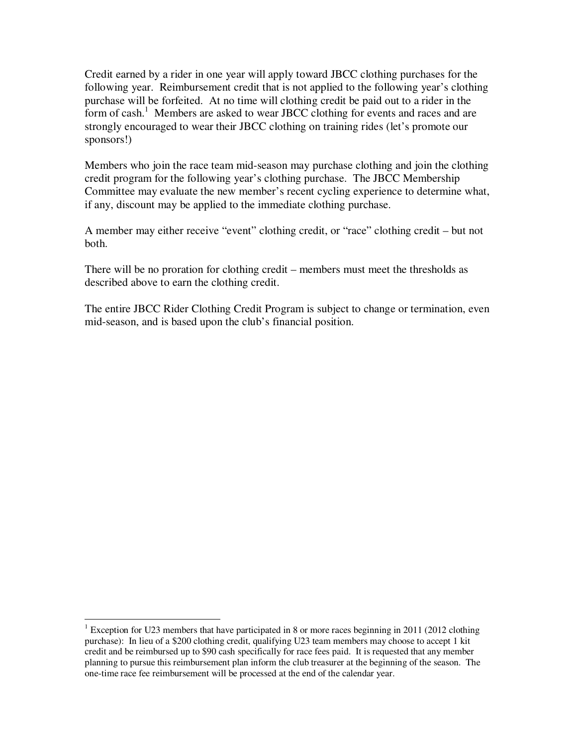Credit earned by a rider in one year will apply toward JBCC clothing purchases for the following year. Reimbursement credit that is not applied to the following year's clothing purchase will be forfeited. At no time will clothing credit be paid out to a rider in the form of cash.[1] Members are asked to wear JBCC clothing for events and races and are strongly encouraged to wear their JBCC clothing on training rides (let's promote our sponsors!)

Members who join the race team mid-season may purchase clothing and join the clothing credit program for the following year's clothing purchase. The JBCC Membership Committee may evaluate the new member's recent cycling experience to determine what, if any, discount may be applied to the immediate clothing purchase.

A member may either receive "event" clothing credit, or "race" clothing credit – but not both.

There will be no proration for clothing credit – members must meet the thresholds as described above to earn the clothing credit.

The entire JBCC Rider Clothing Credit Program is subject to change or termination, even mid-season, and is based upon the club's financial position.

---

[1] Exception for U23 members that have participated in 8 or more races beginning in 2011 (2012 clothing purchase): In lieu of a $200 clothing credit, qualifying U23 team members may choose to accept 1 kit credit and be reimbursed up to $90 cash specifically for race fees paid. It is requested that any member planning to pursue this reimbursement plan inform the club treasurer at the beginning of the season. The one-time race fee reimbursement will be processed at the end of the calendar year.